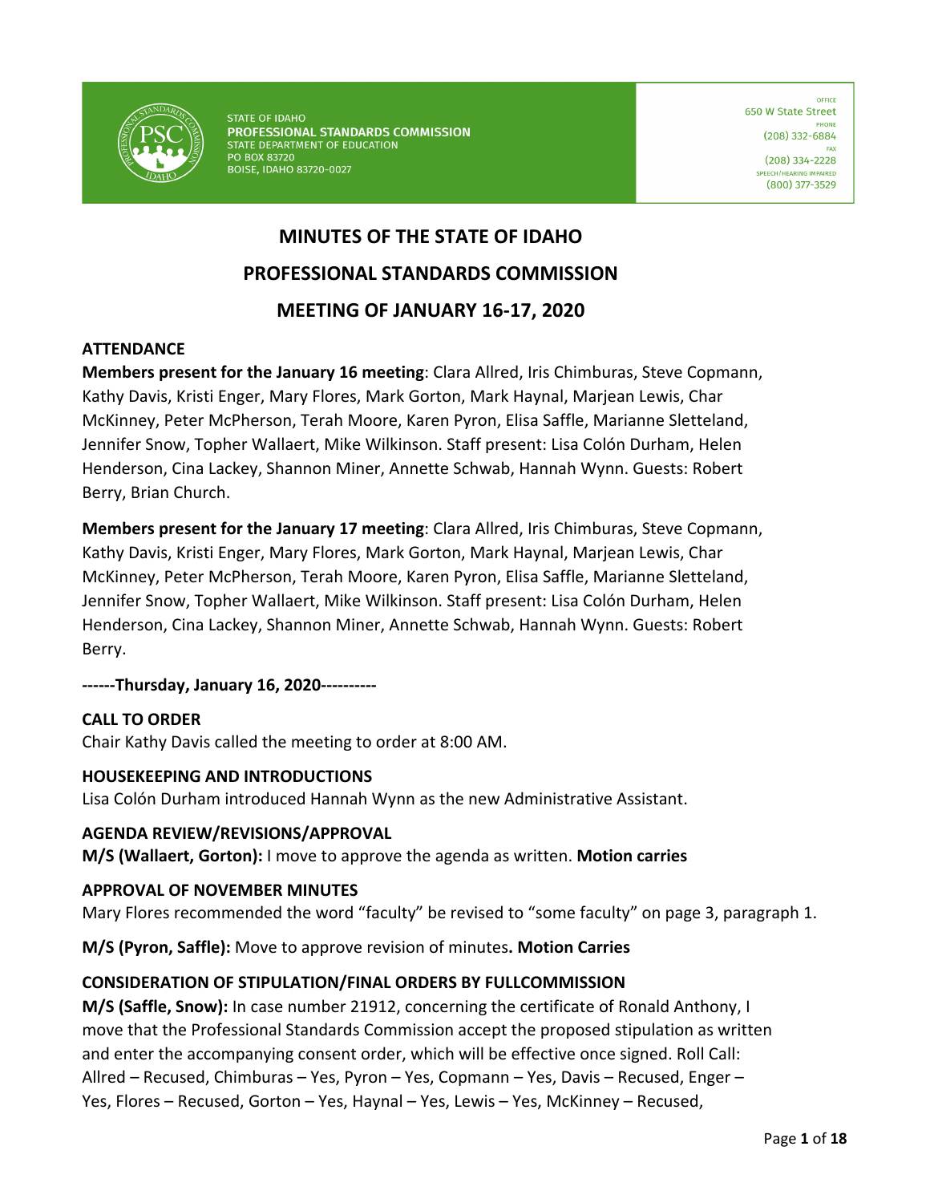STATE OF IDAHO
**PROFESSIONAL STANDARDS COMMISSION**
STATE DEPARTMENT OF EDUCATION
PO BOX 83720
BOISE, IDAHO 83720-0027

OFFICE
650 W State Street
PHONE
(208) 332-6884
FAX
(208) 334-2228
SPEECH/HEARING IMPAIRED
(800) 377-3529

# MINUTES OF THE STATE OF IDAHO

# PROFESSIONAL STANDARDS COMMISSION

# MEETING OF JANUARY 16-17, 2020

**ATTENDANCE**

**Members present for the January 16 meeting**: Clara Allred, Iris Chimburas, Steve Copmann, Kathy Davis, Kristi Enger, Mary Flores, Mark Gorton, Mark Haynal, Marjean Lewis, Char McKinney, Peter McPherson, Terah Moore, Karen Pyron, Elisa Saffle, Marianne Sletteland, Jennifer Snow, Topher Wallaert, Mike Wilkinson. Staff present: Lisa Colón Durham, Helen Henderson, Cina Lackey, Shannon Miner, Annette Schwab, Hannah Wynn. Guests: Robert Berry, Brian Church.

**Members present for the January 17 meeting**: Clara Allred, Iris Chimburas, Steve Copmann, Kathy Davis, Kristi Enger, Mary Flores, Mark Gorton, Mark Haynal, Marjean Lewis, Char McKinney, Peter McPherson, Terah Moore, Karen Pyron, Elisa Saffle, Marianne Sletteland, Jennifer Snow, Topher Wallaert, Mike Wilkinson. Staff present: Lisa Colón Durham, Helen Henderson, Cina Lackey, Shannon Miner, Annette Schwab, Hannah Wynn. Guests: Robert Berry.

**------Thursday, January 16, 2020----------**

**CALL TO ORDER**

Chair Kathy Davis called the meeting to order at 8:00 AM.

**HOUSEKEEPING AND INTRODUCTIONS**

Lisa Colón Durham introduced Hannah Wynn as the new Administrative Assistant.

**AGENDA REVIEW/REVISIONS/APPROVAL**

**M/S (Wallaert, Gorton):** I move to approve the agenda as written. **Motion carries**

**APPROVAL OF NOVEMBER MINUTES**

Mary Flores recommended the word "faculty" be revised to "some faculty" on page 3, paragraph 1.

**M/S (Pyron, Saffle):** Move to approve revision of minutes**. Motion Carries**

**CONSIDERATION OF STIPULATION/FINAL ORDERS BY FULLCOMMISSION**

**M/S (Saffle, Snow):** In case number 21912, concerning the certificate of Ronald Anthony, I move that the Professional Standards Commission accept the proposed stipulation as written and enter the accompanying consent order, which will be effective once signed. Roll Call: Allred – Recused, Chimburas – Yes, Pyron – Yes, Copmann – Yes, Davis – Recused, Enger – Yes, Flores – Recused, Gorton – Yes, Haynal – Yes, Lewis – Yes, McKinney – Recused,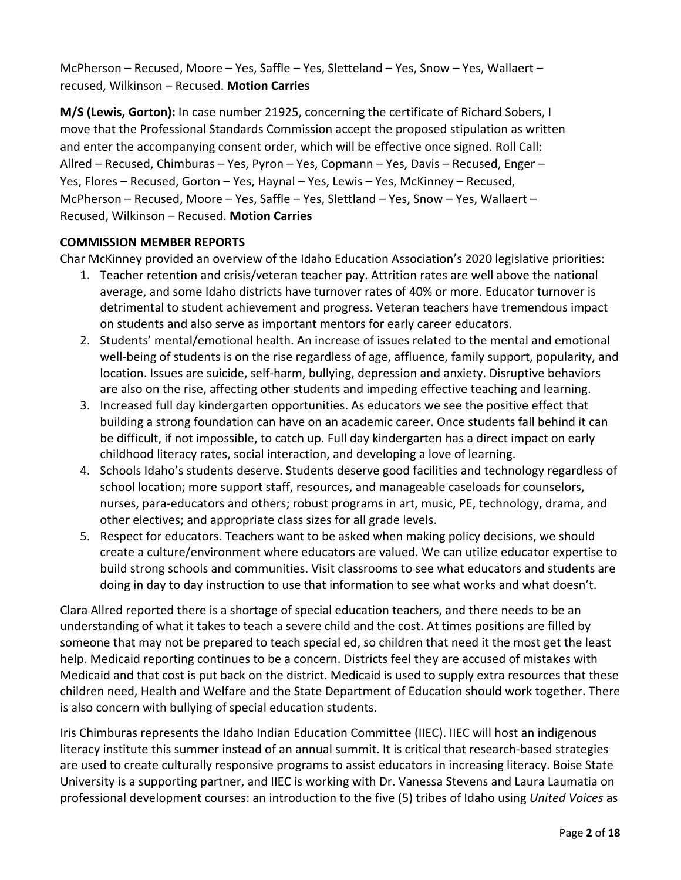McPherson – Recused, Moore – Yes, Saffle – Yes, Sletteland – Yes, Snow – Yes, Wallaert – recused, Wilkinson – Recused. **Motion Carries**

**M/S (Lewis, Gorton):** In case number 21925, concerning the certificate of Richard Sobers, I move that the Professional Standards Commission accept the proposed stipulation as written and enter the accompanying consent order, which will be effective once signed. Roll Call: Allred – Recused, Chimburas – Yes, Pyron – Yes, Copmann – Yes, Davis – Recused, Enger – Yes, Flores – Recused, Gorton – Yes, Haynal – Yes, Lewis – Yes, McKinney – Recused, McPherson – Recused, Moore – Yes, Saffle – Yes, Slettland – Yes, Snow – Yes, Wallaert – Recused, Wilkinson – Recused. **Motion Carries**

**COMMISSION MEMBER REPORTS**

Char McKinney provided an overview of the Idaho Education Association's 2020 legislative priorities:

1. Teacher retention and crisis/veteran teacher pay. Attrition rates are well above the national average, and some Idaho districts have turnover rates of 40% or more. Educator turnover is detrimental to student achievement and progress. Veteran teachers have tremendous impact on students and also serve as important mentors for early career educators.
2. Students' mental/emotional health. An increase of issues related to the mental and emotional well-being of students is on the rise regardless of age, affluence, family support, popularity, and location. Issues are suicide, self-harm, bullying, depression and anxiety. Disruptive behaviors are also on the rise, affecting other students and impeding effective teaching and learning.
3. Increased full day kindergarten opportunities. As educators we see the positive effect that building a strong foundation can have on an academic career. Once students fall behind it can be difficult, if not impossible, to catch up. Full day kindergarten has a direct impact on early childhood literacy rates, social interaction, and developing a love of learning.
4. Schools Idaho's students deserve. Students deserve good facilities and technology regardless of school location; more support staff, resources, and manageable caseloads for counselors, nurses, para-educators and others; robust programs in art, music, PE, technology, drama, and other electives; and appropriate class sizes for all grade levels.
5. Respect for educators. Teachers want to be asked when making policy decisions, we should create a culture/environment where educators are valued. We can utilize educator expertise to build strong schools and communities. Visit classrooms to see what educators and students are doing in day to day instruction to use that information to see what works and what doesn't.

Clara Allred reported there is a shortage of special education teachers, and there needs to be an understanding of what it takes to teach a severe child and the cost. At times positions are filled by someone that may not be prepared to teach special ed, so children that need it the most get the least help. Medicaid reporting continues to be a concern. Districts feel they are accused of mistakes with Medicaid and that cost is put back on the district. Medicaid is used to supply extra resources that these children need, Health and Welfare and the State Department of Education should work together. There is also concern with bullying of special education students.

Iris Chimburas represents the Idaho Indian Education Committee (IIEC). IIEC will host an indigenous literacy institute this summer instead of an annual summit. It is critical that research-based strategies are used to create culturally responsive programs to assist educators in increasing literacy. Boise State University is a supporting partner, and IIEC is working with Dr. Vanessa Stevens and Laura Laumatia on professional development courses: an introduction to the five (5) tribes of Idaho using *United Voices* as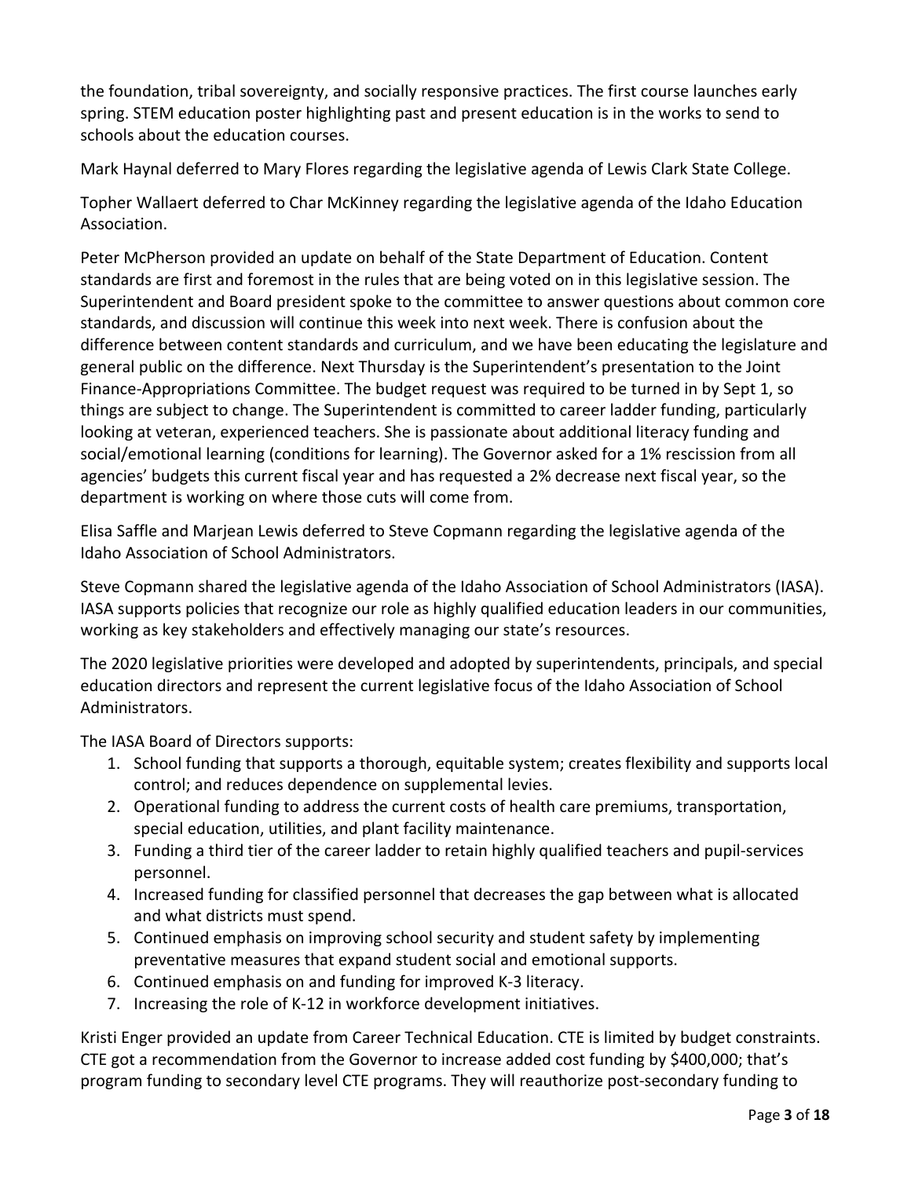the foundation, tribal sovereignty, and socially responsive practices. The first course launches early spring. STEM education poster highlighting past and present education is in the works to send to schools about the education courses.

Mark Haynal deferred to Mary Flores regarding the legislative agenda of Lewis Clark State College.

Topher Wallaert deferred to Char McKinney regarding the legislative agenda of the Idaho Education Association.

Peter McPherson provided an update on behalf of the State Department of Education. Content standards are first and foremost in the rules that are being voted on in this legislative session. The Superintendent and Board president spoke to the committee to answer questions about common core standards, and discussion will continue this week into next week. There is confusion about the difference between content standards and curriculum, and we have been educating the legislature and general public on the difference. Next Thursday is the Superintendent's presentation to the Joint Finance-Appropriations Committee. The budget request was required to be turned in by Sept 1, so things are subject to change. The Superintendent is committed to career ladder funding, particularly looking at veteran, experienced teachers. She is passionate about additional literacy funding and social/emotional learning (conditions for learning). The Governor asked for a 1% rescission from all agencies' budgets this current fiscal year and has requested a 2% decrease next fiscal year, so the department is working on where those cuts will come from.

Elisa Saffle and Marjean Lewis deferred to Steve Copmann regarding the legislative agenda of the Idaho Association of School Administrators.

Steve Copmann shared the legislative agenda of the Idaho Association of School Administrators (IASA). IASA supports policies that recognize our role as highly qualified education leaders in our communities, working as key stakeholders and effectively managing our state's resources.

The 2020 legislative priorities were developed and adopted by superintendents, principals, and special education directors and represent the current legislative focus of the Idaho Association of School Administrators.

The IASA Board of Directors supports:

1. School funding that supports a thorough, equitable system; creates flexibility and supports local control; and reduces dependence on supplemental levies.
2. Operational funding to address the current costs of health care premiums, transportation, special education, utilities, and plant facility maintenance.
3. Funding a third tier of the career ladder to retain highly qualified teachers and pupil-services personnel.
4. Increased funding for classified personnel that decreases the gap between what is allocated and what districts must spend.
5. Continued emphasis on improving school security and student safety by implementing preventative measures that expand student social and emotional supports.
6. Continued emphasis on and funding for improved K-3 literacy.
7. Increasing the role of K-12 in workforce development initiatives.

Kristi Enger provided an update from Career Technical Education. CTE is limited by budget constraints. CTE got a recommendation from the Governor to increase added cost funding by $400,000; that's program funding to secondary level CTE programs. They will reauthorize post-secondary funding to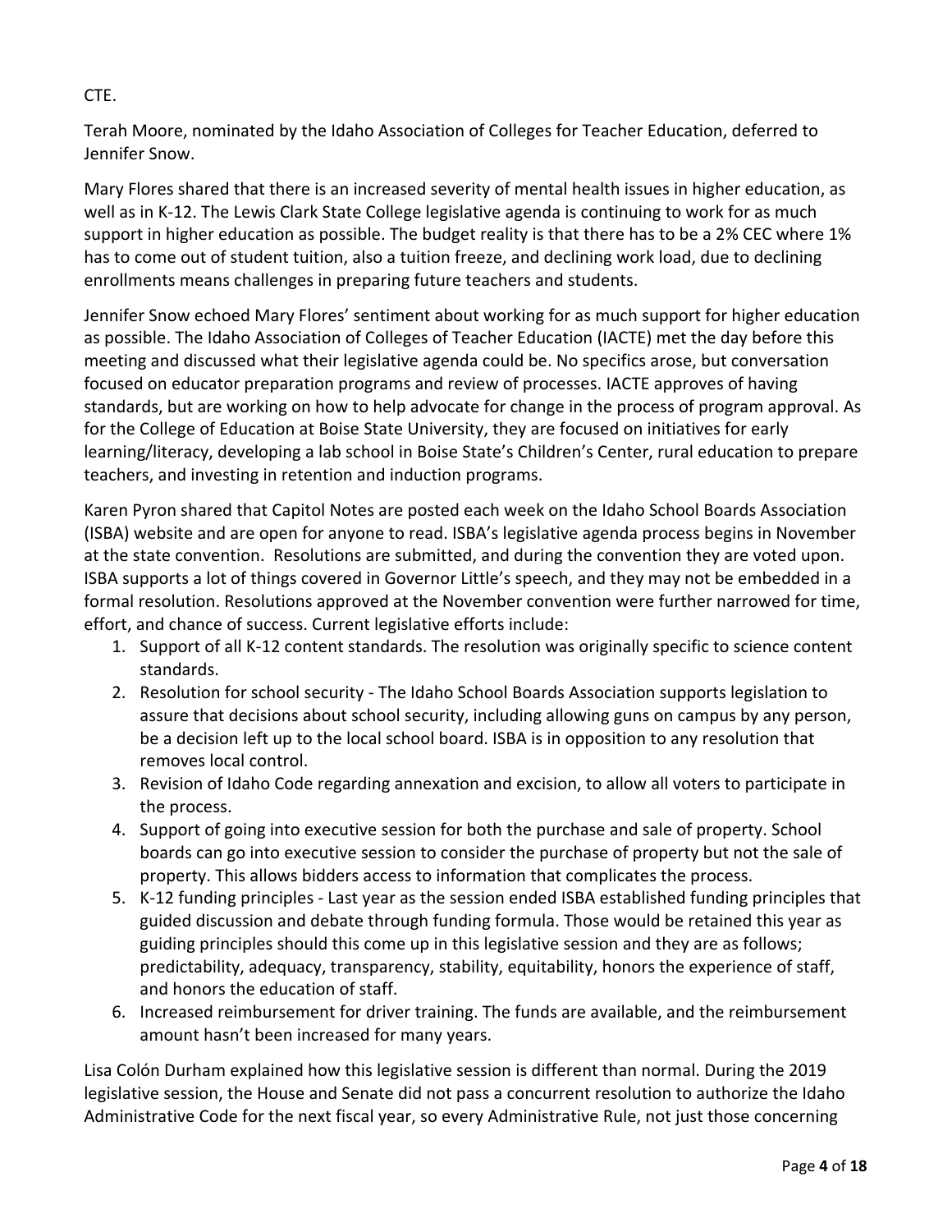CTE.

Terah Moore, nominated by the Idaho Association of Colleges for Teacher Education, deferred to Jennifer Snow.

Mary Flores shared that there is an increased severity of mental health issues in higher education, as well as in K-12. The Lewis Clark State College legislative agenda is continuing to work for as much support in higher education as possible. The budget reality is that there has to be a 2% CEC where 1% has to come out of student tuition, also a tuition freeze, and declining work load, due to declining enrollments means challenges in preparing future teachers and students.

Jennifer Snow echoed Mary Flores' sentiment about working for as much support for higher education as possible. The Idaho Association of Colleges of Teacher Education (IACTE) met the day before this meeting and discussed what their legislative agenda could be. No specifics arose, but conversation focused on educator preparation programs and review of processes. IACTE approves of having standards, but are working on how to help advocate for change in the process of program approval. As for the College of Education at Boise State University, they are focused on initiatives for early learning/literacy, developing a lab school in Boise State's Children's Center, rural education to prepare teachers, and investing in retention and induction programs.

Karen Pyron shared that Capitol Notes are posted each week on the Idaho School Boards Association (ISBA) website and are open for anyone to read. ISBA's legislative agenda process begins in November at the state convention. Resolutions are submitted, and during the convention they are voted upon. ISBA supports a lot of things covered in Governor Little's speech, and they may not be embedded in a formal resolution. Resolutions approved at the November convention were further narrowed for time, effort, and chance of success. Current legislative efforts include:

1. Support of all K-12 content standards. The resolution was originally specific to science content standards.
2. Resolution for school security - The Idaho School Boards Association supports legislation to assure that decisions about school security, including allowing guns on campus by any person, be a decision left up to the local school board. ISBA is in opposition to any resolution that removes local control.
3. Revision of Idaho Code regarding annexation and excision, to allow all voters to participate in the process.
4. Support of going into executive session for both the purchase and sale of property. School boards can go into executive session to consider the purchase of property but not the sale of property. This allows bidders access to information that complicates the process.
5. K-12 funding principles - Last year as the session ended ISBA established funding principles that guided discussion and debate through funding formula. Those would be retained this year as guiding principles should this come up in this legislative session and they are as follows; predictability, adequacy, transparency, stability, equitability, honors the experience of staff, and honors the education of staff.
6. Increased reimbursement for driver training. The funds are available, and the reimbursement amount hasn't been increased for many years.

Lisa Colón Durham explained how this legislative session is different than normal. During the 2019 legislative session, the House and Senate did not pass a concurrent resolution to authorize the Idaho Administrative Code for the next fiscal year, so every Administrative Rule, not just those concerning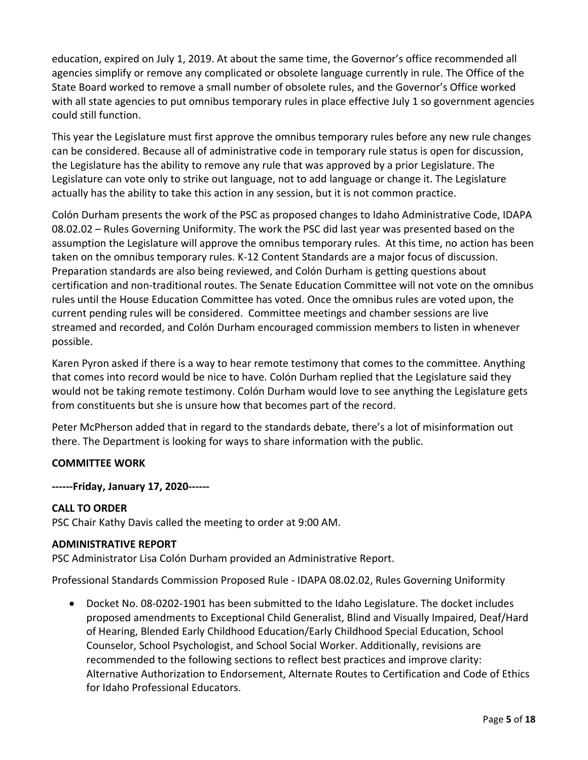education, expired on July 1, 2019. At about the same time, the Governor's office recommended all agencies simplify or remove any complicated or obsolete language currently in rule. The Office of the State Board worked to remove a small number of obsolete rules, and the Governor's Office worked with all state agencies to put omnibus temporary rules in place effective July 1 so government agencies could still function.

This year the Legislature must first approve the omnibus temporary rules before any new rule changes can be considered. Because all of administrative code in temporary rule status is open for discussion, the Legislature has the ability to remove any rule that was approved by a prior Legislature. The Legislature can vote only to strike out language, not to add language or change it. The Legislature actually has the ability to take this action in any session, but it is not common practice.

Colón Durham presents the work of the PSC as proposed changes to Idaho Administrative Code, IDAPA 08.02.02 – Rules Governing Uniformity. The work the PSC did last year was presented based on the assumption the Legislature will approve the omnibus temporary rules. At this time, no action has been taken on the omnibus temporary rules. K-12 Content Standards are a major focus of discussion. Preparation standards are also being reviewed, and Colón Durham is getting questions about certification and non-traditional routes. The Senate Education Committee will not vote on the omnibus rules until the House Education Committee has voted. Once the omnibus rules are voted upon, the current pending rules will be considered. Committee meetings and chamber sessions are live streamed and recorded, and Colón Durham encouraged commission members to listen in whenever possible.

Karen Pyron asked if there is a way to hear remote testimony that comes to the committee. Anything that comes into record would be nice to have. Colón Durham replied that the Legislature said they would not be taking remote testimony. Colón Durham would love to see anything the Legislature gets from constituents but she is unsure how that becomes part of the record.

Peter McPherson added that in regard to the standards debate, there's a lot of misinformation out there. The Department is looking for ways to share information with the public.

**COMMITTEE WORK**

**------Friday, January 17, 2020------**

**CALL TO ORDER**
PSC Chair Kathy Davis called the meeting to order at 9:00 AM.

**ADMINISTRATIVE REPORT**
PSC Administrator Lisa Colón Durham provided an Administrative Report.

Professional Standards Commission Proposed Rule - IDAPA 08.02.02, Rules Governing Uniformity

- Docket No. 08-0202-1901 has been submitted to the Idaho Legislature. The docket includes proposed amendments to Exceptional Child Generalist, Blind and Visually Impaired, Deaf/Hard of Hearing, Blended Early Childhood Education/Early Childhood Special Education, School Counselor, School Psychologist, and School Social Worker. Additionally, revisions are recommended to the following sections to reflect best practices and improve clarity: Alternative Authorization to Endorsement, Alternate Routes to Certification and Code of Ethics for Idaho Professional Educators.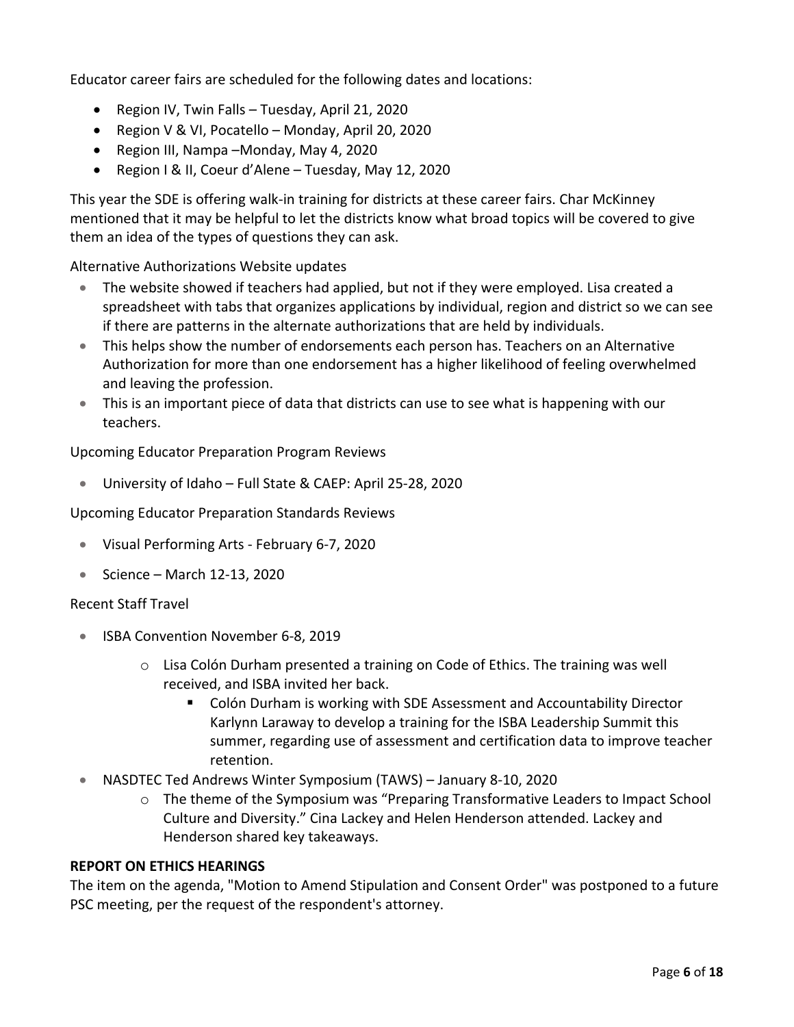Educator career fairs are scheduled for the following dates and locations:

- Region IV, Twin Falls – Tuesday, April 21, 2020
- Region V & VI, Pocatello – Monday, April 20, 2020
- Region III, Nampa –Monday, May 4, 2020
- Region I & II, Coeur d'Alene – Tuesday, May 12, 2020

This year the SDE is offering walk-in training for districts at these career fairs. Char McKinney mentioned that it may be helpful to let the districts know what broad topics will be covered to give them an idea of the types of questions they can ask.

Alternative Authorizations Website updates

- The website showed if teachers had applied, but not if they were employed. Lisa created a spreadsheet with tabs that organizes applications by individual, region and district so we can see if there are patterns in the alternate authorizations that are held by individuals.
- This helps show the number of endorsements each person has. Teachers on an Alternative Authorization for more than one endorsement has a higher likelihood of feeling overwhelmed and leaving the profession.
- This is an important piece of data that districts can use to see what is happening with our teachers.

Upcoming Educator Preparation Program Reviews

- University of Idaho – Full State & CAEP: April 25-28, 2020

Upcoming Educator Preparation Standards Reviews

- Visual Performing Arts - February 6-7, 2020
- Science – March 12-13, 2020

Recent Staff Travel

- ISBA Convention November 6-8, 2019
  - Lisa Colón Durham presented a training on Code of Ethics. The training was well received, and ISBA invited her back.
    - Colón Durham is working with SDE Assessment and Accountability Director Karlynn Laraway to develop a training for the ISBA Leadership Summit this summer, regarding use of assessment and certification data to improve teacher retention.
- NASDTEC Ted Andrews Winter Symposium (TAWS) – January 8-10, 2020
  - The theme of the Symposium was "Preparing Transformative Leaders to Impact School Culture and Diversity." Cina Lackey and Helen Henderson attended. Lackey and Henderson shared key takeaways.

**REPORT ON ETHICS HEARINGS**

The item on the agenda, "Motion to Amend Stipulation and Consent Order" was postponed to a future PSC meeting, per the request of the respondent's attorney.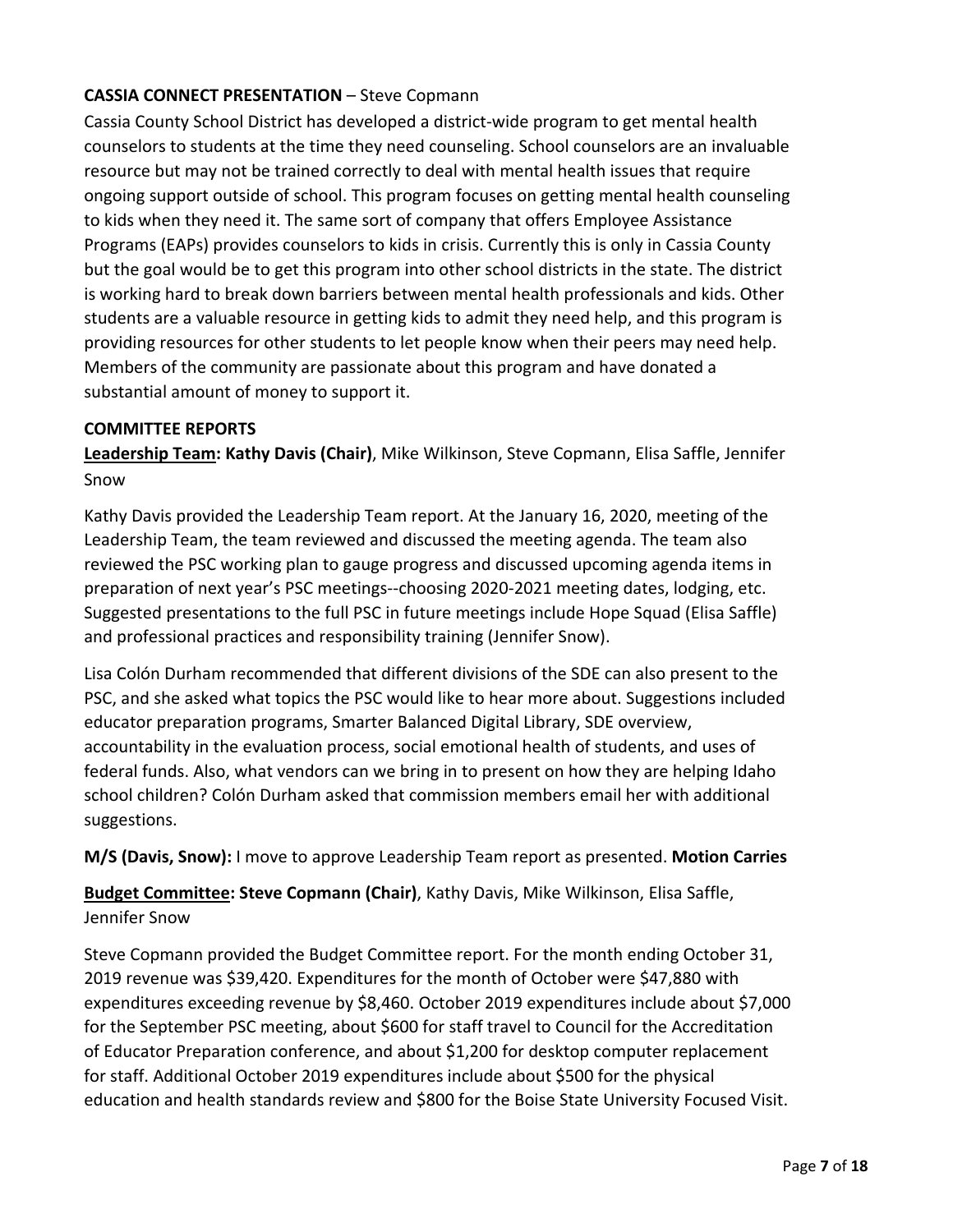**CASSIA CONNECT PRESENTATION** – Steve Copmann

Cassia County School District has developed a district-wide program to get mental health counselors to students at the time they need counseling. School counselors are an invaluable resource but may not be trained correctly to deal with mental health issues that require ongoing support outside of school. This program focuses on getting mental health counseling to kids when they need it. The same sort of company that offers Employee Assistance Programs (EAPs) provides counselors to kids in crisis. Currently this is only in Cassia County but the goal would be to get this program into other school districts in the state. The district is working hard to break down barriers between mental health professionals and kids. Other students are a valuable resource in getting kids to admit they need help, and this program is providing resources for other students to let people know when their peers may need help. Members of the community are passionate about this program and have donated a substantial amount of money to support it.

**COMMITTEE REPORTS**

**Leadership Team: Kathy Davis (Chair)**, Mike Wilkinson, Steve Copmann, Elisa Saffle, Jennifer Snow

Kathy Davis provided the Leadership Team report. At the January 16, 2020, meeting of the Leadership Team, the team reviewed and discussed the meeting agenda. The team also reviewed the PSC working plan to gauge progress and discussed upcoming agenda items in preparation of next year's PSC meetings--choosing 2020-2021 meeting dates, lodging, etc. Suggested presentations to the full PSC in future meetings include Hope Squad (Elisa Saffle) and professional practices and responsibility training (Jennifer Snow).

Lisa Colón Durham recommended that different divisions of the SDE can also present to the PSC, and she asked what topics the PSC would like to hear more about. Suggestions included educator preparation programs, Smarter Balanced Digital Library, SDE overview, accountability in the evaluation process, social emotional health of students, and uses of federal funds. Also, what vendors can we bring in to present on how they are helping Idaho school children? Colón Durham asked that commission members email her with additional suggestions.

**M/S (Davis, Snow):** I move to approve Leadership Team report as presented. **Motion Carries**

**Budget Committee: Steve Copmann (Chair)**, Kathy Davis, Mike Wilkinson, Elisa Saffle, Jennifer Snow

Steve Copmann provided the Budget Committee report. For the month ending October 31, 2019 revenue was $39,420. Expenditures for the month of October were $47,880 with expenditures exceeding revenue by $8,460. October 2019 expenditures include about $7,000 for the September PSC meeting, about $600 for staff travel to Council for the Accreditation of Educator Preparation conference, and about $1,200 for desktop computer replacement for staff. Additional October 2019 expenditures include about $500 for the physical education and health standards review and $800 for the Boise State University Focused Visit.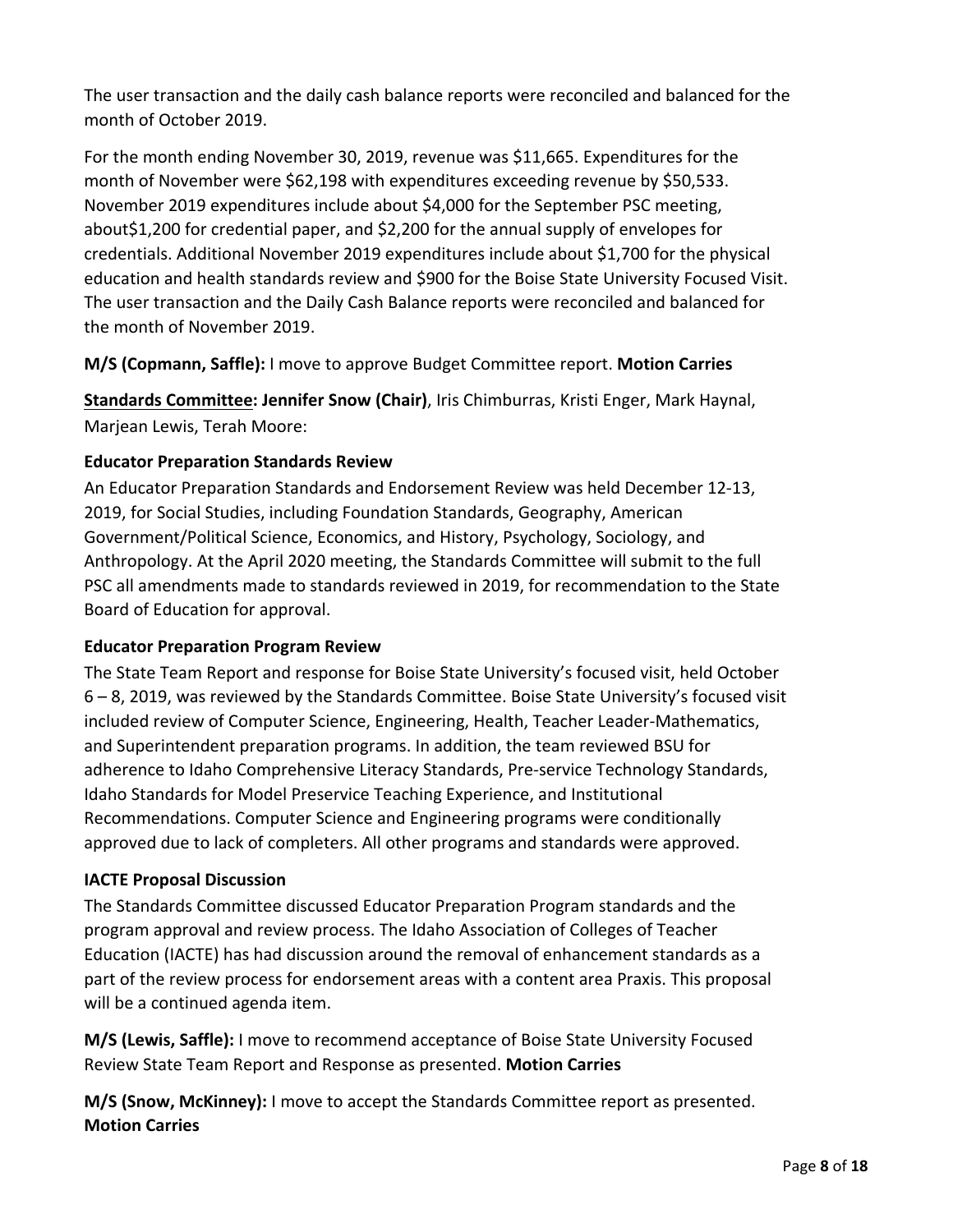The user transaction and the daily cash balance reports were reconciled and balanced for the month of October 2019.

For the month ending November 30, 2019, revenue was $11,665. Expenditures for the month of November were $62,198 with expenditures exceeding revenue by $50,533. November 2019 expenditures include about $4,000 for the September PSC meeting, about$1,200 for credential paper, and $2,200 for the annual supply of envelopes for credentials. Additional November 2019 expenditures include about $1,700 for the physical education and health standards review and $900 for the Boise State University Focused Visit. The user transaction and the Daily Cash Balance reports were reconciled and balanced for the month of November 2019.

**M/S (Copmann, Saffle):** I move to approve Budget Committee report. **Motion Carries**

**<u>Standards Committee</u>: Jennifer Snow (Chair)**, Iris Chimburras, Kristi Enger, Mark Haynal, Marjean Lewis, Terah Moore:

**Educator Preparation Standards Review**

An Educator Preparation Standards and Endorsement Review was held December 12-13, 2019, for Social Studies, including Foundation Standards, Geography, American Government/Political Science, Economics, and History, Psychology, Sociology, and Anthropology. At the April 2020 meeting, the Standards Committee will submit to the full PSC all amendments made to standards reviewed in 2019, for recommendation to the State Board of Education for approval.

**Educator Preparation Program Review**

The State Team Report and response for Boise State University's focused visit, held October 6 – 8, 2019, was reviewed by the Standards Committee. Boise State University's focused visit included review of Computer Science, Engineering, Health, Teacher Leader-Mathematics, and Superintendent preparation programs. In addition, the team reviewed BSU for adherence to Idaho Comprehensive Literacy Standards, Pre-service Technology Standards, Idaho Standards for Model Preservice Teaching Experience, and Institutional Recommendations. Computer Science and Engineering programs were conditionally approved due to lack of completers. All other programs and standards were approved.

**IACTE Proposal Discussion**

The Standards Committee discussed Educator Preparation Program standards and the program approval and review process. The Idaho Association of Colleges of Teacher Education (IACTE) has had discussion around the removal of enhancement standards as a part of the review process for endorsement areas with a content area Praxis. This proposal will be a continued agenda item.

**M/S (Lewis, Saffle):** I move to recommend acceptance of Boise State University Focused Review State Team Report and Response as presented. **Motion Carries**

**M/S (Snow, McKinney):** I move to accept the Standards Committee report as presented. **Motion Carries**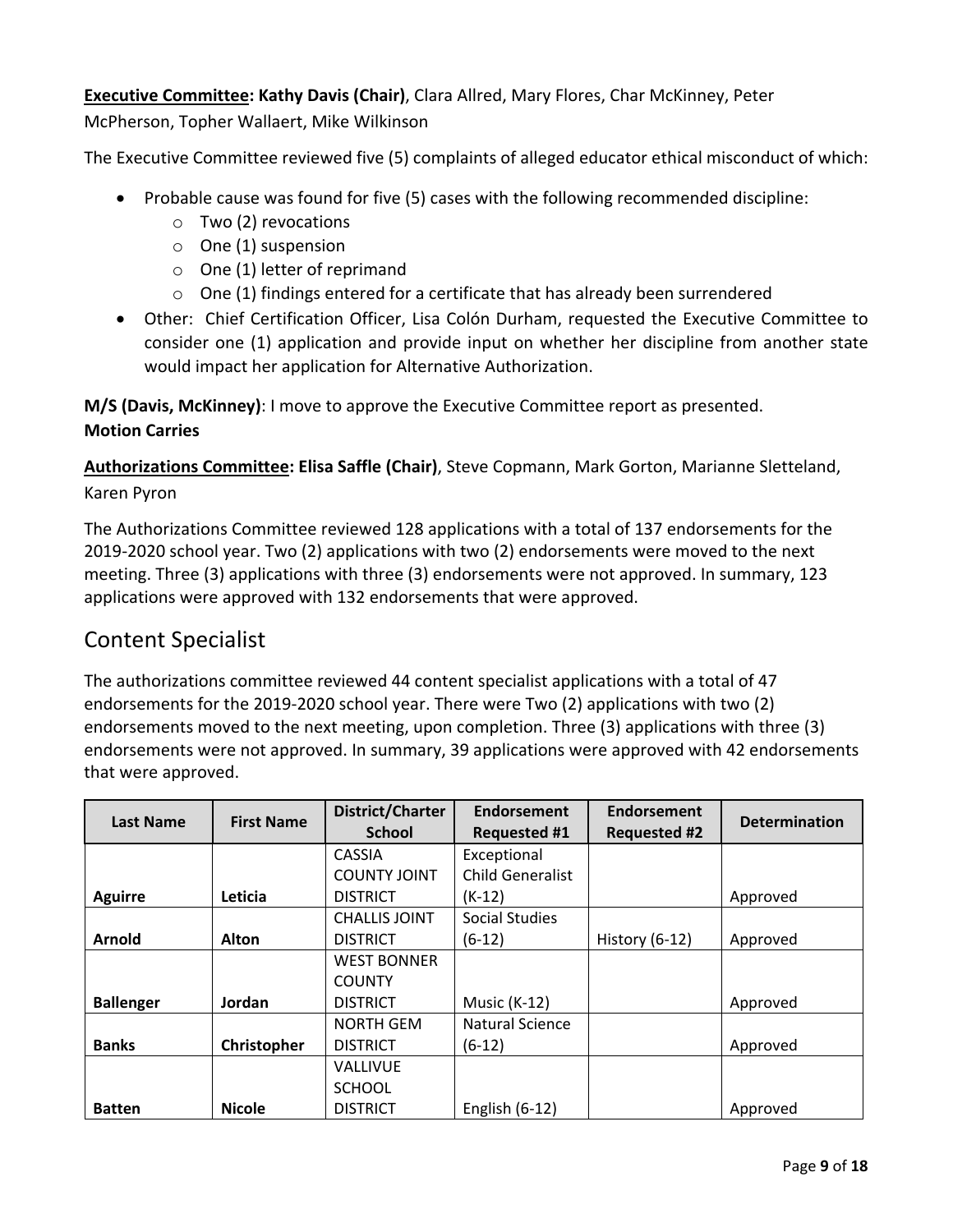**Executive Committee: Kathy Davis (Chair)**, Clara Allred, Mary Flores, Char McKinney, Peter McPherson, Topher Wallaert, Mike Wilkinson

The Executive Committee reviewed five (5) complaints of alleged educator ethical misconduct of which:

- Probable cause was found for five (5) cases with the following recommended discipline:
  - Two (2) revocations
  - One (1) suspension
  - One (1) letter of reprimand
  - One (1) findings entered for a certificate that has already been surrendered
- Other: Chief Certification Officer, Lisa Colón Durham, requested the Executive Committee to consider one (1) application and provide input on whether her discipline from another state would impact her application for Alternative Authorization.

**M/S (Davis, McKinney)**: I move to approve the Executive Committee report as presented.
**Motion Carries**

**Authorizations Committee: Elisa Saffle (Chair)**, Steve Copmann, Mark Gorton, Marianne Sletteland, Karen Pyron

The Authorizations Committee reviewed 128 applications with a total of 137 endorsements for the 2019-2020 school year. Two (2) applications with two (2) endorsements were moved to the next meeting. Three (3) applications with three (3) endorsements were not approved. In summary, 123 applications were approved with 132 endorsements that were approved.

## Content Specialist

The authorizations committee reviewed 44 content specialist applications with a total of 47 endorsements for the 2019-2020 school year. There were Two (2) applications with two (2) endorsements moved to the next meeting, upon completion. Three (3) applications with three (3) endorsements were not approved. In summary, 39 applications were approved with 42 endorsements that were approved.

| Last Name | First Name | District/Charter School | Endorsement Requested #1 | Endorsement Requested #2 | Determination |
|---|---|---|---|---|---|
| **Aguirre** | **Leticia** | CASSIA COUNTY JOINT DISTRICT | Exceptional Child Generalist (K-12) | | Approved |
| **Arnold** | **Alton** | CHALLIS JOINT DISTRICT | Social Studies (6-12) | History (6-12) | Approved |
| **Ballenger** | **Jordan** | WEST BONNER COUNTY DISTRICT | Music (K-12) | | Approved |
| **Banks** | **Christopher** | NORTH GEM DISTRICT | Natural Science (6-12) | | Approved |
| **Batten** | **Nicole** | VALLIVUE SCHOOL DISTRICT | English (6-12) | | Approved |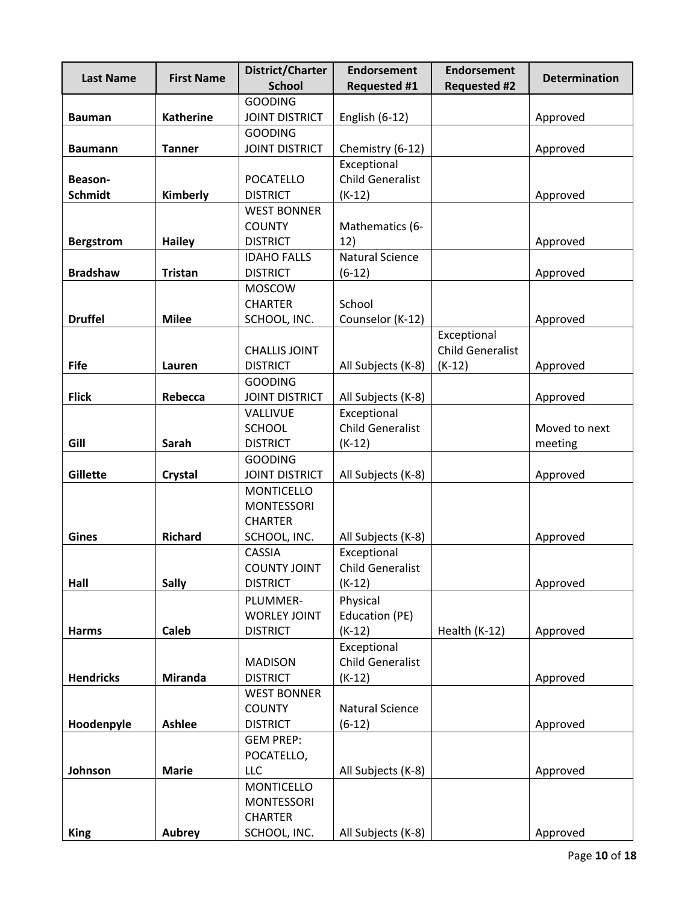| Last Name | First Name | District/Charter School | Endorsement Requested #1 | Endorsement Requested #2 | Determination |
|---|---|---|---|---|---|
| **Bauman** | **Katherine** | GOODING JOINT DISTRICT | English (6-12) | | Approved |
| **Baumann** | **Tanner** | GOODING JOINT DISTRICT | Chemistry (6-12) | | Approved |
| **Beason-Schmidt** | **Kimberly** | POCATELLO DISTRICT | Exceptional Child Generalist (K-12) | | Approved |
| **Bergstrom** | **Hailey** | WEST BONNER COUNTY DISTRICT | Mathematics (6-12) | | Approved |
| **Bradshaw** | **Tristan** | IDAHO FALLS DISTRICT | Natural Science (6-12) | | Approved |
| **Druffel** | **Milee** | MOSCOW CHARTER SCHOOL, INC. | School Counselor (K-12) | | Approved |
| **Fife** | **Lauren** | CHALLIS JOINT DISTRICT | All Subjects (K-8) | Exceptional Child Generalist (K-12) | Approved |
| **Flick** | **Rebecca** | GOODING JOINT DISTRICT | All Subjects (K-8) | | Approved |
| **Gill** | **Sarah** | VALLIVUE SCHOOL DISTRICT | Exceptional Child Generalist (K-12) | | Moved to next meeting |
| **Gillette** | **Crystal** | GOODING JOINT DISTRICT | All Subjects (K-8) | | Approved |
| **Gines** | **Richard** | MONTICELLO MONTESSORI CHARTER SCHOOL, INC. | All Subjects (K-8) | | Approved |
| **Hall** | **Sally** | CASSIA COUNTY JOINT DISTRICT | Exceptional Child Generalist (K-12) | | Approved |
| **Harms** | **Caleb** | PLUMMER-WORLEY JOINT DISTRICT | Physical Education (PE) (K-12) | Health (K-12) | Approved |
| **Hendricks** | **Miranda** | MADISON DISTRICT | Exceptional Child Generalist (K-12) | | Approved |
| **Hoodenpyle** | **Ashlee** | WEST BONNER COUNTY DISTRICT | Natural Science (6-12) | | Approved |
| **Johnson** | **Marie** | GEM PREP: POCATELLO, LLC | All Subjects (K-8) | | Approved |
| **King** | **Aubrey** | MONTICELLO MONTESSORI CHARTER SCHOOL, INC. | All Subjects (K-8) | | Approved |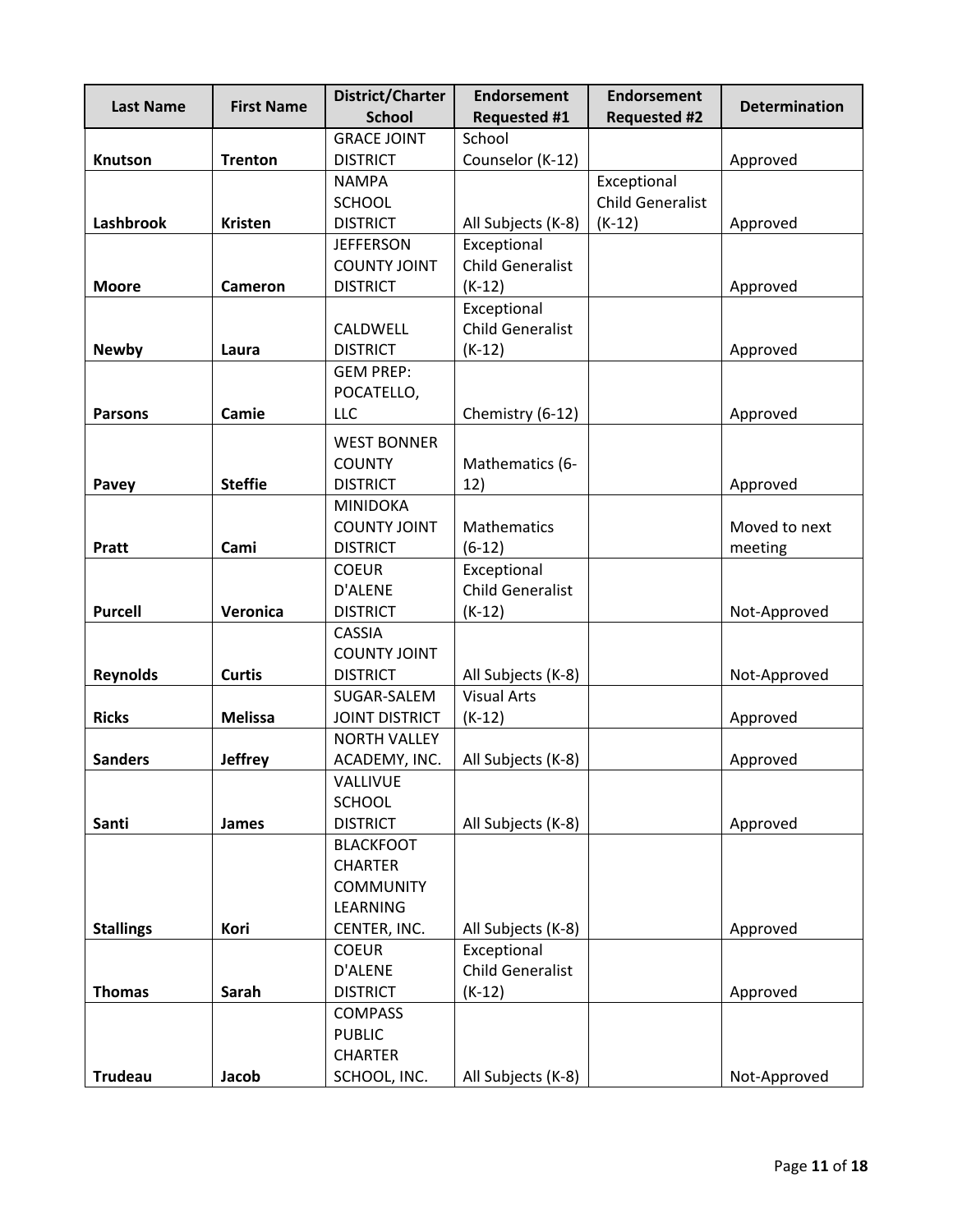| Last Name | First Name | District/Charter School | Endorsement Requested #1 | Endorsement Requested #2 | Determination |
|---|---|---|---|---|---|
| **Knutson** | **Trenton** | GRACE JOINT DISTRICT | School Counselor (K-12) | | Approved |
| **Lashbrook** | **Kristen** | NAMPA SCHOOL DISTRICT | All Subjects (K-8) | Exceptional Child Generalist (K-12) | Approved |
| **Moore** | **Cameron** | JEFFERSON COUNTY JOINT DISTRICT | Exceptional Child Generalist (K-12) | | Approved |
| **Newby** | **Laura** | CALDWELL DISTRICT | Exceptional Child Generalist (K-12) | | Approved |
| **Parsons** | **Camie** | GEM PREP: POCATELLO, LLC | Chemistry (6-12) | | Approved |
| **Pavey** | **Steffie** | WEST BONNER COUNTY DISTRICT | Mathematics (6-12) | | Approved |
| **Pratt** | **Cami** | MINIDOKA COUNTY JOINT DISTRICT | Mathematics (6-12) | | Moved to next meeting |
| **Purcell** | **Veronica** | COEUR D'ALENE DISTRICT | Exceptional Child Generalist (K-12) | | Not-Approved |
| **Reynolds** | **Curtis** | CASSIA COUNTY JOINT DISTRICT | All Subjects (K-8) | | Not-Approved |
| **Ricks** | **Melissa** | SUGAR-SALEM JOINT DISTRICT | Visual Arts (K-12) | | Approved |
| **Sanders** | **Jeffrey** | NORTH VALLEY ACADEMY, INC. | All Subjects (K-8) | | Approved |
| **Santi** | **James** | VALLIVUE SCHOOL DISTRICT | All Subjects (K-8) | | Approved |
| **Stallings** | **Kori** | BLACKFOOT CHARTER COMMUNITY LEARNING CENTER, INC. | All Subjects (K-8) | | Approved |
| **Thomas** | **Sarah** | COEUR D'ALENE DISTRICT | Exceptional Child Generalist (K-12) | | Approved |
| **Trudeau** | **Jacob** | COMPASS PUBLIC CHARTER SCHOOL, INC. | All Subjects (K-8) | | Not-Approved |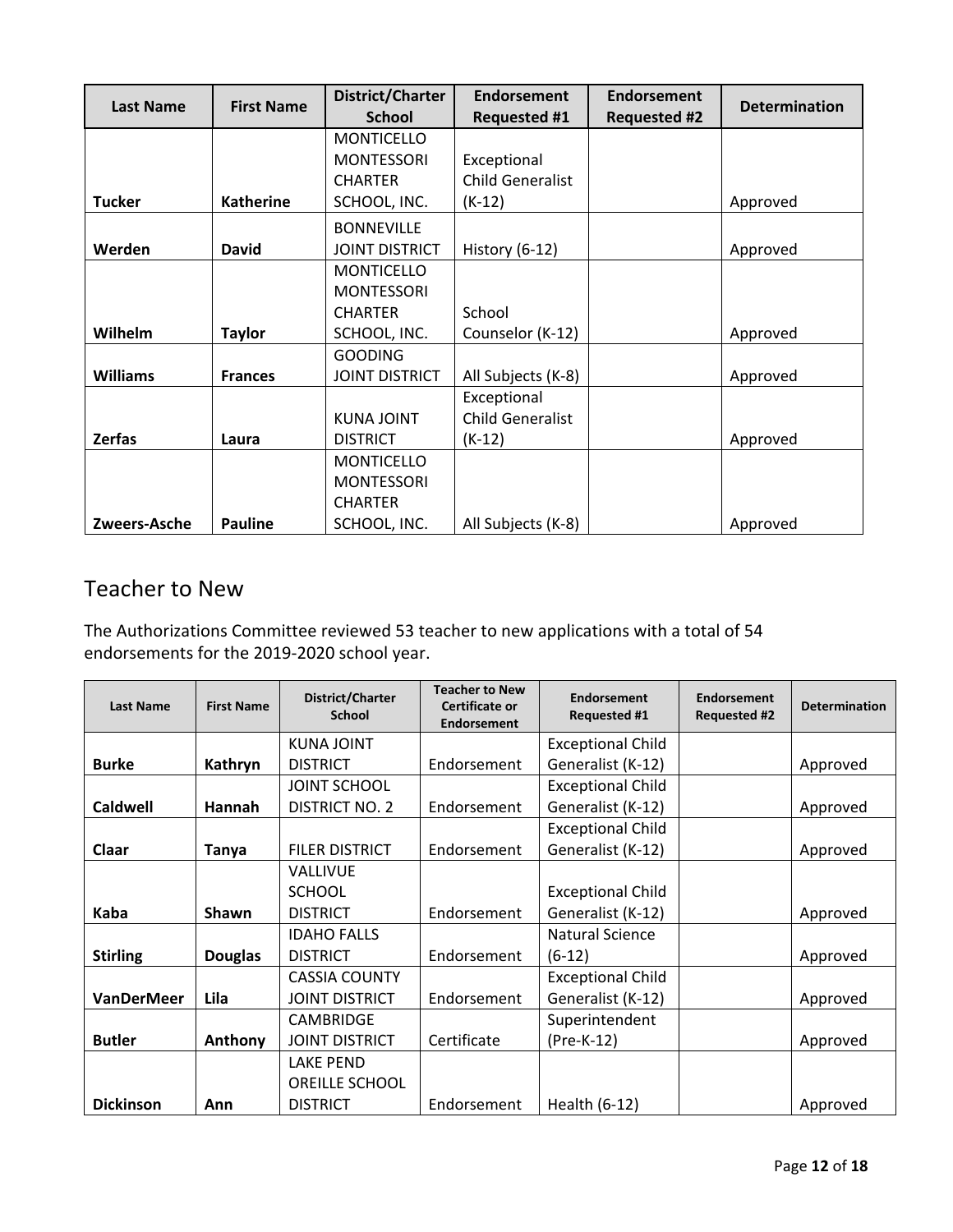| Last Name | First Name | District/Charter School | Endorsement Requested #1 | Endorsement Requested #2 | Determination |
|---|---|---|---|---|---|
| **Tucker** | **Katherine** | MONTICELLO MONTESSORI CHARTER SCHOOL, INC. | Exceptional Child Generalist (K-12) | | Approved |
| **Werden** | **David** | BONNEVILLE JOINT DISTRICT | History (6-12) | | Approved |
| **Wilhelm** | **Taylor** | MONTICELLO MONTESSORI CHARTER SCHOOL, INC. | School Counselor (K-12) | | Approved |
| **Williams** | **Frances** | GOODING JOINT DISTRICT | All Subjects (K-8) | | Approved |
| **Zerfas** | **Laura** | KUNA JOINT DISTRICT | Exceptional Child Generalist (K-12) | | Approved |
| **Zweers-Asche** | **Pauline** | MONTICELLO MONTESSORI CHARTER SCHOOL, INC. | All Subjects (K-8) | | Approved |

## Teacher to New

The Authorizations Committee reviewed 53 teacher to new applications with a total of 54 endorsements for the 2019-2020 school year.

| Last Name | First Name | District/Charter School | Teacher to New Certificate or Endorsement | Endorsement Requested #1 | Endorsement Requested #2 | Determination |
|---|---|---|---|---|---|---|
| **Burke** | **Kathryn** | KUNA JOINT DISTRICT | Endorsement | Exceptional Child Generalist (K-12) | | Approved |
| **Caldwell** | **Hannah** | JOINT SCHOOL DISTRICT NO. 2 | Endorsement | Exceptional Child Generalist (K-12) | | Approved |
| **Claar** | **Tanya** | FILER DISTRICT | Endorsement | Exceptional Child Generalist (K-12) | | Approved |
| **Kaba** | **Shawn** | VALLIVUE SCHOOL DISTRICT | Endorsement | Exceptional Child Generalist (K-12) | | Approved |
| **Stirling** | **Douglas** | IDAHO FALLS DISTRICT | Endorsement | Natural Science (6-12) | | Approved |
| **VanDerMeer** | **Lila** | CASSIA COUNTY JOINT DISTRICT | Endorsement | Exceptional Child Generalist (K-12) | | Approved |
| **Butler** | **Anthony** | CAMBRIDGE JOINT DISTRICT | Certificate | Superintendent (Pre-K-12) | | Approved |
| **Dickinson** | **Ann** | LAKE PEND OREILLE SCHOOL DISTRICT | Endorsement | Health (6-12) | | Approved |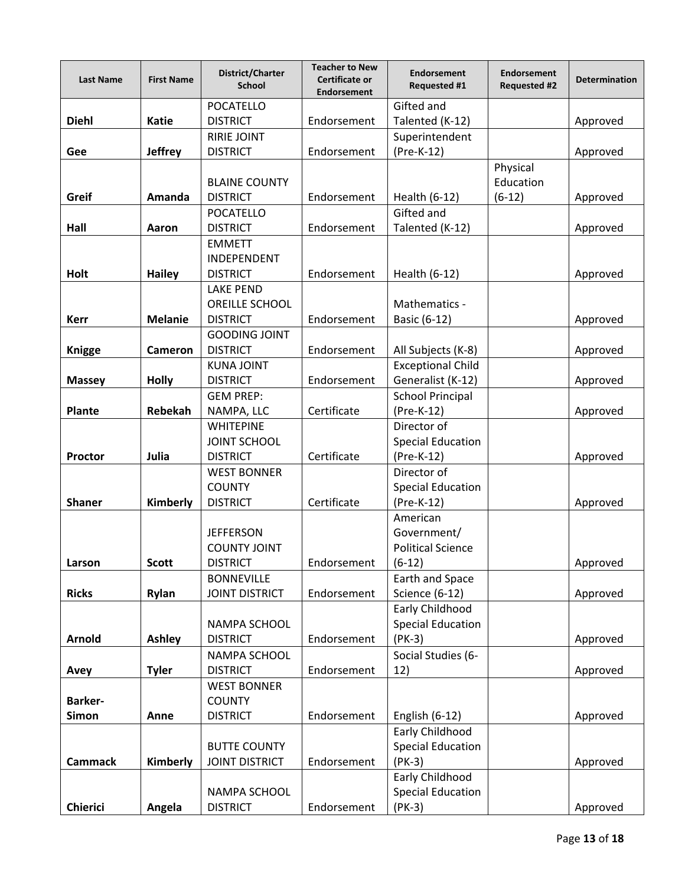| Last Name | First Name | District/Charter School | Teacher to New Certificate or Endorsement | Endorsement Requested #1 | Endorsement Requested #2 | Determination |
|---|---|---|---|---|---|---|
| **Diehl** | **Katie** | POCATELLO DISTRICT | Endorsement | Gifted and Talented (K-12) | | Approved |
| **Gee** | **Jeffrey** | RIRIE JOINT DISTRICT | Endorsement | Superintendent (Pre-K-12) | | Approved |
| **Greif** | **Amanda** | BLAINE COUNTY DISTRICT | Endorsement | Health (6-12) | Physical Education (6-12) | Approved |
| **Hall** | **Aaron** | POCATELLO DISTRICT | Endorsement | Gifted and Talented (K-12) | | Approved |
| **Holt** | **Hailey** | EMMETT INDEPENDENT DISTRICT | Endorsement | Health (6-12) | | Approved |
| **Kerr** | **Melanie** | LAKE PEND OREILLE SCHOOL DISTRICT | Endorsement | Mathematics - Basic (6-12) | | Approved |
| **Knigge** | **Cameron** | GOODING JOINT DISTRICT | Endorsement | All Subjects (K-8) | | Approved |
| **Massey** | **Holly** | KUNA JOINT DISTRICT | Endorsement | Exceptional Child Generalist (K-12) | | Approved |
| **Plante** | **Rebekah** | GEM PREP: NAMPA, LLC | Certificate | School Principal (Pre-K-12) | | Approved |
| **Proctor** | **Julia** | WHITEPINE JOINT SCHOOL DISTRICT | Certificate | Director of Special Education (Pre-K-12) | | Approved |
| **Shaner** | **Kimberly** | WEST BONNER COUNTY DISTRICT | Certificate | Director of Special Education (Pre-K-12) | | Approved |
| **Larson** | **Scott** | JEFFERSON COUNTY JOINT DISTRICT | Endorsement | American Government/ Political Science (6-12) | | Approved |
| **Ricks** | **Rylan** | BONNEVILLE JOINT DISTRICT | Endorsement | Earth and Space Science (6-12) | | Approved |
| **Arnold** | **Ashley** | NAMPA SCHOOL DISTRICT | Endorsement | Early Childhood Special Education (PK-3) | | Approved |
| **Avey** | **Tyler** | NAMPA SCHOOL DISTRICT | Endorsement | Social Studies (6-12) | | Approved |
| **Barker-Simon** | **Anne** | WEST BONNER COUNTY DISTRICT | Endorsement | English (6-12) | | Approved |
| **Cammack** | **Kimberly** | BUTTE COUNTY JOINT DISTRICT | Endorsement | Early Childhood Special Education (PK-3) | | Approved |
| **Chierici** | **Angela** | NAMPA SCHOOL DISTRICT | Endorsement | Early Childhood Special Education (PK-3) | | Approved |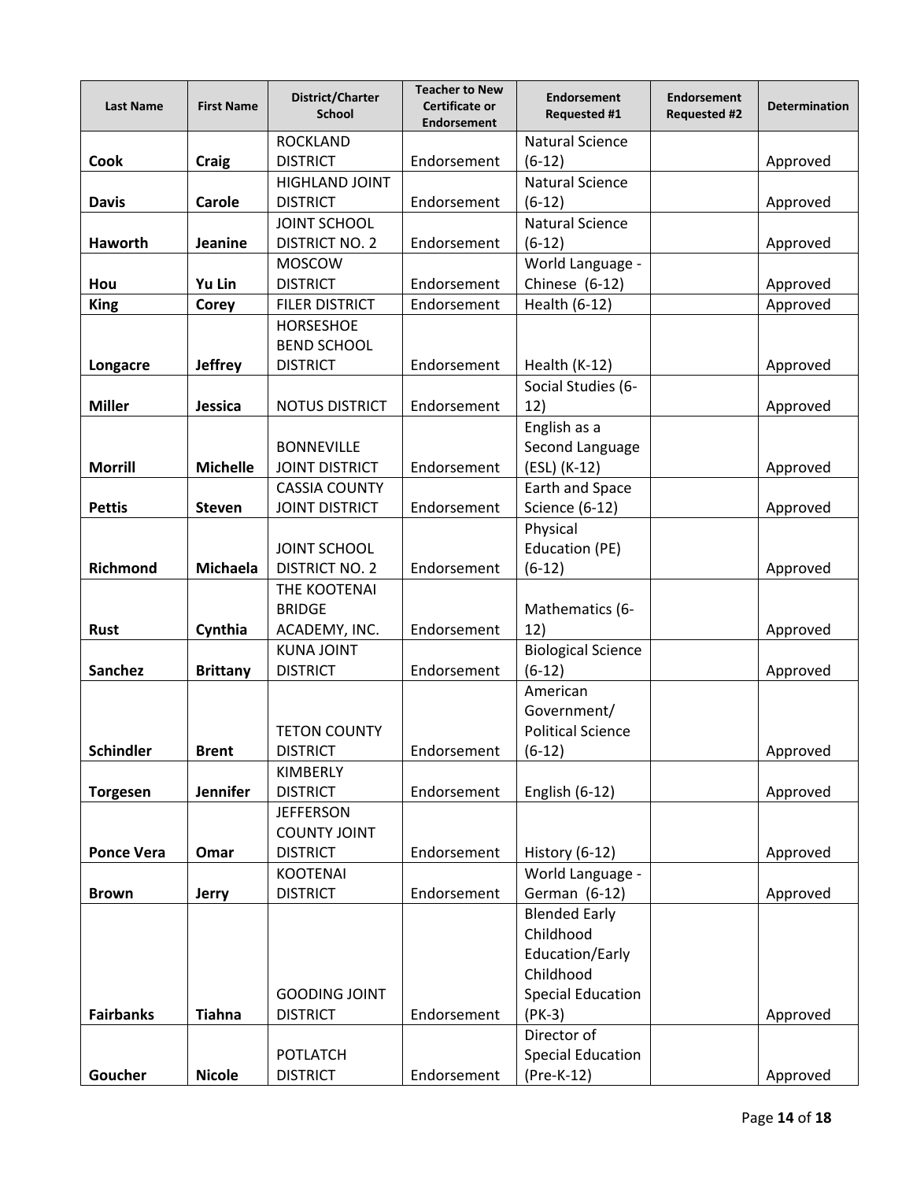| Last Name | First Name | District/Charter School | Teacher to New Certificate or Endorsement | Endorsement Requested #1 | Endorsement Requested #2 | Determination |
|---|---|---|---|---|---|---|
| **Cook** | **Craig** | ROCKLAND DISTRICT | Endorsement | Natural Science (6-12) | | Approved |
| **Davis** | **Carole** | HIGHLAND JOINT DISTRICT | Endorsement | Natural Science (6-12) | | Approved |
| **Haworth** | **Jeanine** | JOINT SCHOOL DISTRICT NO. 2 | Endorsement | Natural Science (6-12) | | Approved |
| **Hou** | **Yu Lin** | MOSCOW DISTRICT | Endorsement | World Language - Chinese (6-12) | | Approved |
| **King** | **Corey** | FILER DISTRICT | Endorsement | Health (6-12) | | Approved |
| **Longacre** | **Jeffrey** | HORSESHOE BEND SCHOOL DISTRICT | Endorsement | Health (K-12) | | Approved |
| **Miller** | **Jessica** | NOTUS DISTRICT | Endorsement | Social Studies (6-12) | | Approved |
| **Morrill** | **Michelle** | BONNEVILLE JOINT DISTRICT | Endorsement | English as a Second Language (ESL) (K-12) | | Approved |
| **Pettis** | **Steven** | CASSIA COUNTY JOINT DISTRICT | Endorsement | Earth and Space Science (6-12) | | Approved |
| **Richmond** | **Michaela** | JOINT SCHOOL DISTRICT NO. 2 | Endorsement | Physical Education (PE) (6-12) | | Approved |
| **Rust** | **Cynthia** | THE KOOTENAI BRIDGE ACADEMY, INC. | Endorsement | Mathematics (6-12) | | Approved |
| **Sanchez** | **Brittany** | KUNA JOINT DISTRICT | Endorsement | Biological Science (6-12) | | Approved |
| **Schindler** | **Brent** | TETON COUNTY DISTRICT | Endorsement | American Government/ Political Science (6-12) | | Approved |
| **Torgesen** | **Jennifer** | KIMBERLY DISTRICT | Endorsement | English (6-12) | | Approved |
| **Ponce Vera** | **Omar** | JEFFERSON COUNTY JOINT DISTRICT | Endorsement | History (6-12) | | Approved |
| **Brown** | **Jerry** | KOOTENAI DISTRICT | Endorsement | World Language - German (6-12) | | Approved |
| **Fairbanks** | **Tiahna** | GOODING JOINT DISTRICT | Endorsement | Blended Early Childhood Education/Early Childhood Special Education (PK-3) | | Approved |
| **Goucher** | **Nicole** | POTLATCH DISTRICT | Endorsement | Director of Special Education (Pre-K-12) | | Approved |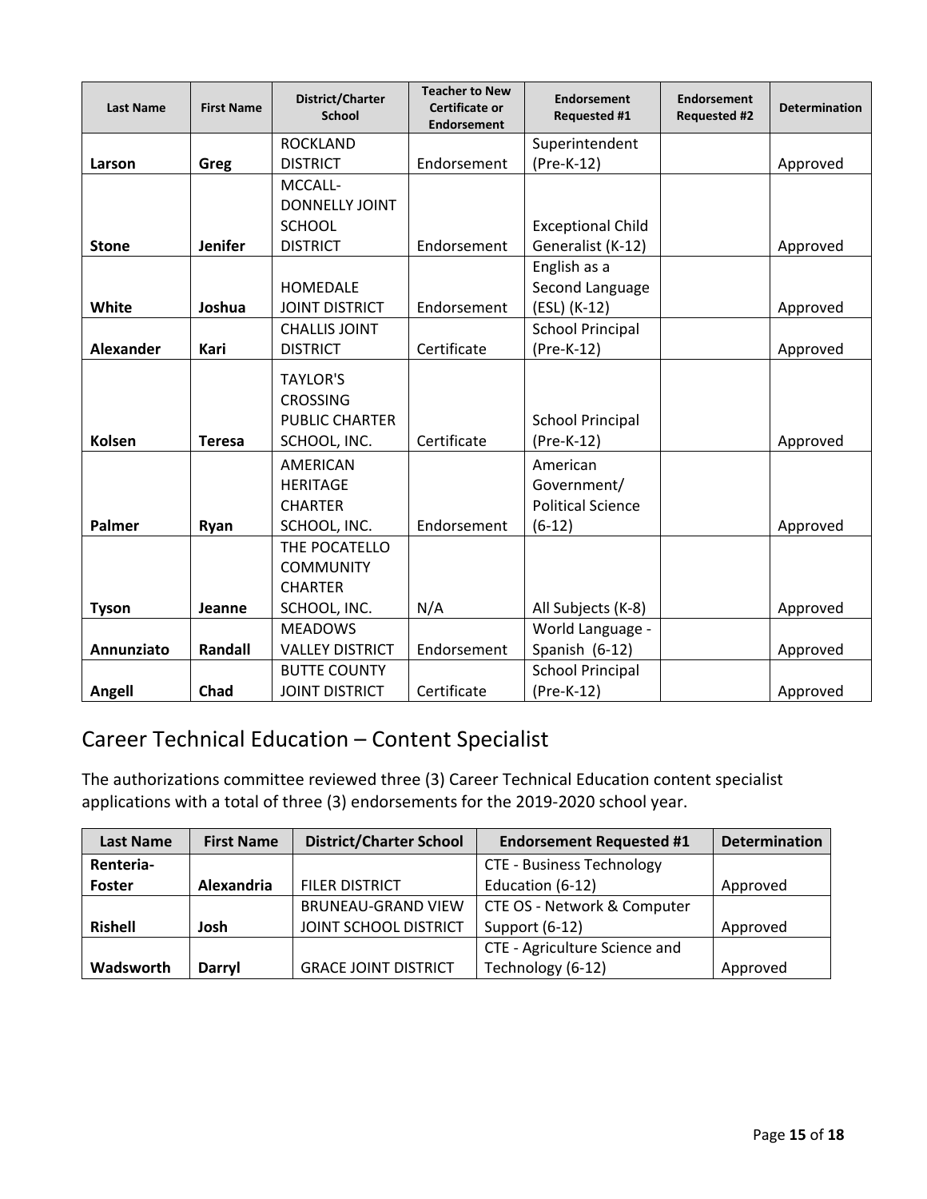| Last Name | First Name | District/Charter School | Teacher to New Certificate or Endorsement | Endorsement Requested #1 | Endorsement Requested #2 | Determination |
|---|---|---|---|---|---|---|
| **Larson** | **Greg** | ROCKLAND DISTRICT | Endorsement | Superintendent (Pre-K-12) | | Approved |
| **Stone** | **Jenifer** | MCCALL-DONNELLY JOINT SCHOOL DISTRICT | Endorsement | Exceptional Child Generalist (K-12) | | Approved |
| **White** | **Joshua** | HOMEDALE JOINT DISTRICT | Endorsement | English as a Second Language (ESL) (K-12) | | Approved |
| **Alexander** | **Kari** | CHALLIS JOINT DISTRICT | Certificate | School Principal (Pre-K-12) | | Approved |
| **Kolsen** | **Teresa** | TAYLOR'S CROSSING PUBLIC CHARTER SCHOOL, INC. | Certificate | School Principal (Pre-K-12) | | Approved |
| **Palmer** | **Ryan** | AMERICAN HERITAGE CHARTER SCHOOL, INC. | Endorsement | American Government/ Political Science (6-12) | | Approved |
| **Tyson** | **Jeanne** | THE POCATELLO COMMUNITY CHARTER SCHOOL, INC. | N/A | All Subjects (K-8) | | Approved |
| **Annunziato** | **Randall** | MEADOWS VALLEY DISTRICT | Endorsement | World Language - Spanish (6-12) | | Approved |
| **Angell** | **Chad** | BUTTE COUNTY JOINT DISTRICT | Certificate | School Principal (Pre-K-12) | | Approved |

## Career Technical Education – Content Specialist

The authorizations committee reviewed three (3) Career Technical Education content specialist applications with a total of three (3) endorsements for the 2019-2020 school year.

| Last Name | First Name | District/Charter School | Endorsement Requested #1 | Determination |
|---|---|---|---|---|
| **Renteria-Foster** | **Alexandria** | FILER DISTRICT | CTE - Business Technology Education (6-12) | Approved |
| **Rishell** | **Josh** | BRUNEAU-GRAND VIEW JOINT SCHOOL DISTRICT | CTE OS - Network & Computer Support (6-12) | Approved |
| **Wadsworth** | **Darryl** | GRACE JOINT DISTRICT | CTE - Agriculture Science and Technology (6-12) | Approved |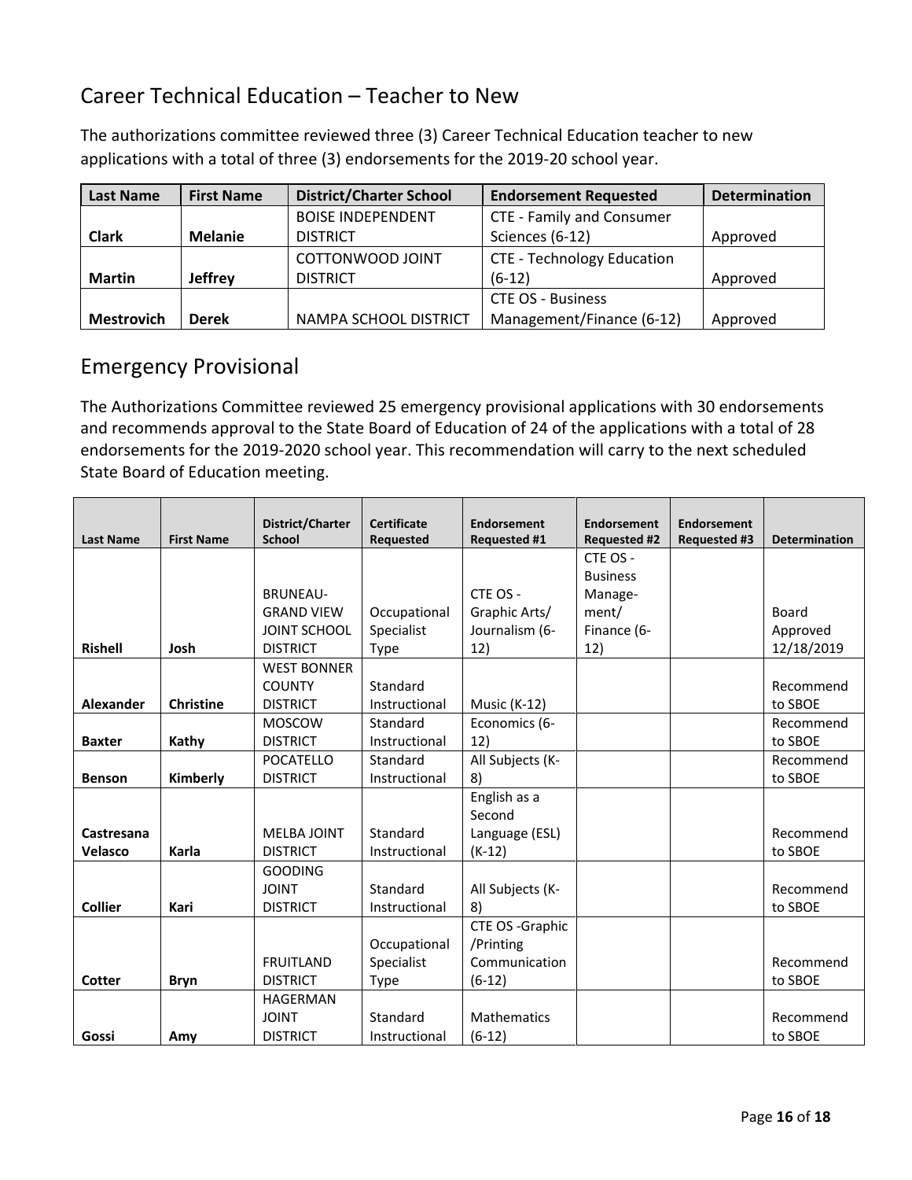## Career Technical Education – Teacher to New

The authorizations committee reviewed three (3) Career Technical Education teacher to new applications with a total of three (3) endorsements for the 2019-20 school year.

| Last Name | First Name | District/Charter School | Endorsement Requested | Determination |
|---|---|---|---|---|
| **Clark** | **Melanie** | BOISE INDEPENDENT DISTRICT | CTE - Family and Consumer Sciences (6-12) | Approved |
| **Martin** | **Jeffrey** | COTTONWOOD JOINT DISTRICT | CTE - Technology Education (6-12) | Approved |
| **Mestrovich** | **Derek** | NAMPA SCHOOL DISTRICT | CTE OS - Business Management/Finance (6-12) | Approved |

## Emergency Provisional

The Authorizations Committee reviewed 25 emergency provisional applications with 30 endorsements and recommends approval to the State Board of Education of 24 of the applications with a total of 28 endorsements for the 2019-2020 school year. This recommendation will carry to the next scheduled State Board of Education meeting.

| Last Name | First Name | District/Charter School | Certificate Requested | Endorsement Requested #1 | Endorsement Requested #2 | Endorsement Requested #3 | Determination |
|---|---|---|---|---|---|---|---|
| **Rishell** | **Josh** | BRUNEAU-GRAND VIEW JOINT SCHOOL DISTRICT | Occupational Specialist Type | CTE OS - Graphic Arts/ Journalism (6-12) | CTE OS - Business Manage-ment/ Finance (6-12) | | Board Approved 12/18/2019 |
| **Alexander** | **Christine** | WEST BONNER COUNTY DISTRICT | Standard Instructional | Music (K-12) | | | Recommend to SBOE |
| **Baxter** | **Kathy** | MOSCOW DISTRICT | Standard Instructional | Economics (6-12) | | | Recommend to SBOE |
| **Benson** | **Kimberly** | POCATELLO DISTRICT | Standard Instructional | All Subjects (K-8) | | | Recommend to SBOE |
| **Castresana Velasco** | **Karla** | MELBA JOINT DISTRICT | Standard Instructional | English as a Second Language (ESL) (K-12) | | | Recommend to SBOE |
| **Collier** | **Kari** | GOODING JOINT DISTRICT | Standard Instructional | All Subjects (K-8) | | | Recommend to SBOE |
| **Cotter** | **Bryn** | FRUITLAND DISTRICT | Occupational Specialist Type | CTE OS -Graphic /Printing Communication (6-12) | | | Recommend to SBOE |
| **Gossi** | **Amy** | HAGERMAN JOINT DISTRICT | Standard Instructional | Mathematics (6-12) | | | Recommend to SBOE |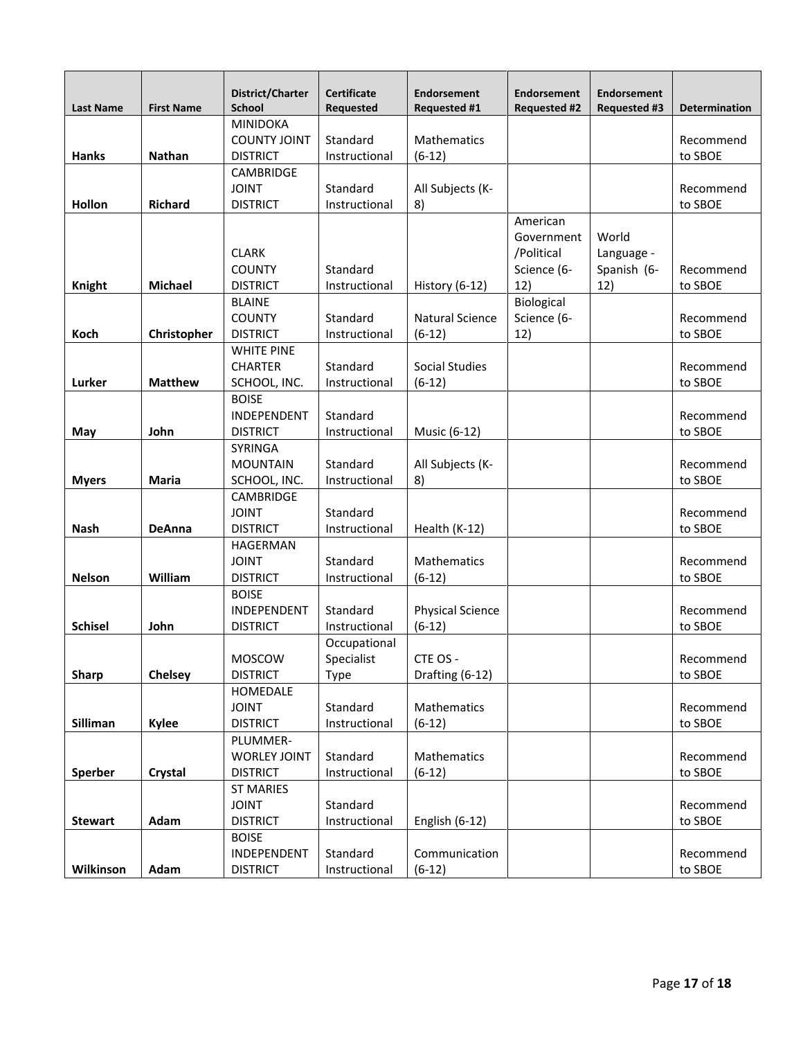| Last Name | First Name | District/Charter School | Certificate Requested | Endorsement Requested #1 | Endorsement Requested #2 | Endorsement Requested #3 | Determination |
|---|---|---|---|---|---|---|---|
| **Hanks** | **Nathan** | MINIDOKA COUNTY JOINT DISTRICT | Standard Instructional | Mathematics (6-12) | | | Recommend to SBOE |
| **Hollon** | **Richard** | CAMBRIDGE JOINT DISTRICT | Standard Instructional | All Subjects (K-8) | | | Recommend to SBOE |
| **Knight** | **Michael** | CLARK COUNTY DISTRICT | Standard Instructional | History (6-12) | American Government /Political Science (6-12) | World Language - Spanish (6-12) | Recommend to SBOE |
| **Koch** | **Christopher** | BLAINE COUNTY DISTRICT | Standard Instructional | Natural Science (6-12) | Biological Science (6-12) | | Recommend to SBOE |
| **Lurker** | **Matthew** | WHITE PINE CHARTER SCHOOL, INC. | Standard Instructional | Social Studies (6-12) | | | Recommend to SBOE |
| **May** | **John** | BOISE INDEPENDENT DISTRICT | Standard Instructional | Music (6-12) | | | Recommend to SBOE |
| **Myers** | **Maria** | SYRINGA MOUNTAIN SCHOOL, INC. | Standard Instructional | All Subjects (K-8) | | | Recommend to SBOE |
| **Nash** | **DeAnna** | CAMBRIDGE JOINT DISTRICT | Standard Instructional | Health (K-12) | | | Recommend to SBOE |
| **Nelson** | **William** | HAGERMAN JOINT DISTRICT | Standard Instructional | Mathematics (6-12) | | | Recommend to SBOE |
| **Schisel** | **John** | BOISE INDEPENDENT DISTRICT | Standard Instructional | Physical Science (6-12) | | | Recommend to SBOE |
| **Sharp** | **Chelsey** | MOSCOW DISTRICT | Occupational Specialist Type | CTE OS - Drafting (6-12) | | | Recommend to SBOE |
| **Silliman** | **Kylee** | HOMEDALE JOINT DISTRICT | Standard Instructional | Mathematics (6-12) | | | Recommend to SBOE |
| **Sperber** | **Crystal** | PLUMMER-WORLEY JOINT DISTRICT | Standard Instructional | Mathematics (6-12) | | | Recommend to SBOE |
| **Stewart** | **Adam** | ST MARIES JOINT DISTRICT | Standard Instructional | English (6-12) | | | Recommend to SBOE |
| **Wilkinson** | **Adam** | BOISE INDEPENDENT DISTRICT | Standard Instructional | Communication (6-12) | | | Recommend to SBOE |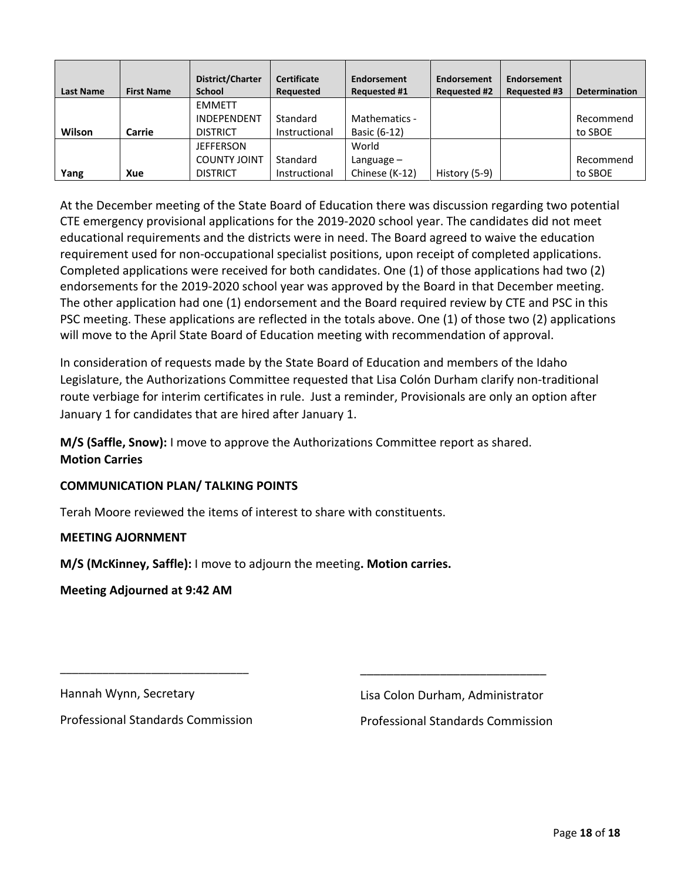| Last Name | First Name | District/Charter School | Certificate Requested | Endorsement Requested #1 | Endorsement Requested #2 | Endorsement Requested #3 | Determination |
|---|---|---|---|---|---|---|---|
| **Wilson** | **Carrie** | EMMETT INDEPENDENT DISTRICT | Standard Instructional | Mathematics - Basic (6-12) | | | Recommend to SBOE |
| **Yang** | **Xue** | JEFFERSON COUNTY JOINT DISTRICT | Standard Instructional | World Language – Chinese (K-12) | History (5-9) | | Recommend to SBOE |

At the December meeting of the State Board of Education there was discussion regarding two potential CTE emergency provisional applications for the 2019-2020 school year. The candidates did not meet educational requirements and the districts were in need. The Board agreed to waive the education requirement used for non-occupational specialist positions, upon receipt of completed applications. Completed applications were received for both candidates. One (1) of those applications had two (2) endorsements for the 2019-2020 school year was approved by the Board in that December meeting. The other application had one (1) endorsement and the Board required review by CTE and PSC in this PSC meeting. These applications are reflected in the totals above. One (1) of those two (2) applications will move to the April State Board of Education meeting with recommendation of approval.

In consideration of requests made by the State Board of Education and members of the Idaho Legislature, the Authorizations Committee requested that Lisa Colón Durham clarify non-traditional route verbiage for interim certificates in rule. Just a reminder, Provisionals are only an option after January 1 for candidates that are hired after January 1.

**M/S (Saffle, Snow):** I move to approve the Authorizations Committee report as shared.
**Motion Carries**

**COMMUNICATION PLAN/ TALKING POINTS**

Terah Moore reviewed the items of interest to share with constituents.

**MEETING AJORNMENT**

**M/S (McKinney, Saffle):** I move to adjourn the meeting**. Motion carries.**

**Meeting Adjourned at 9:42 AM**

_____________________________

Hannah Wynn, Secretary

Professional Standards Commission

_____________________________

Lisa Colon Durham, Administrator

Professional Standards Commission